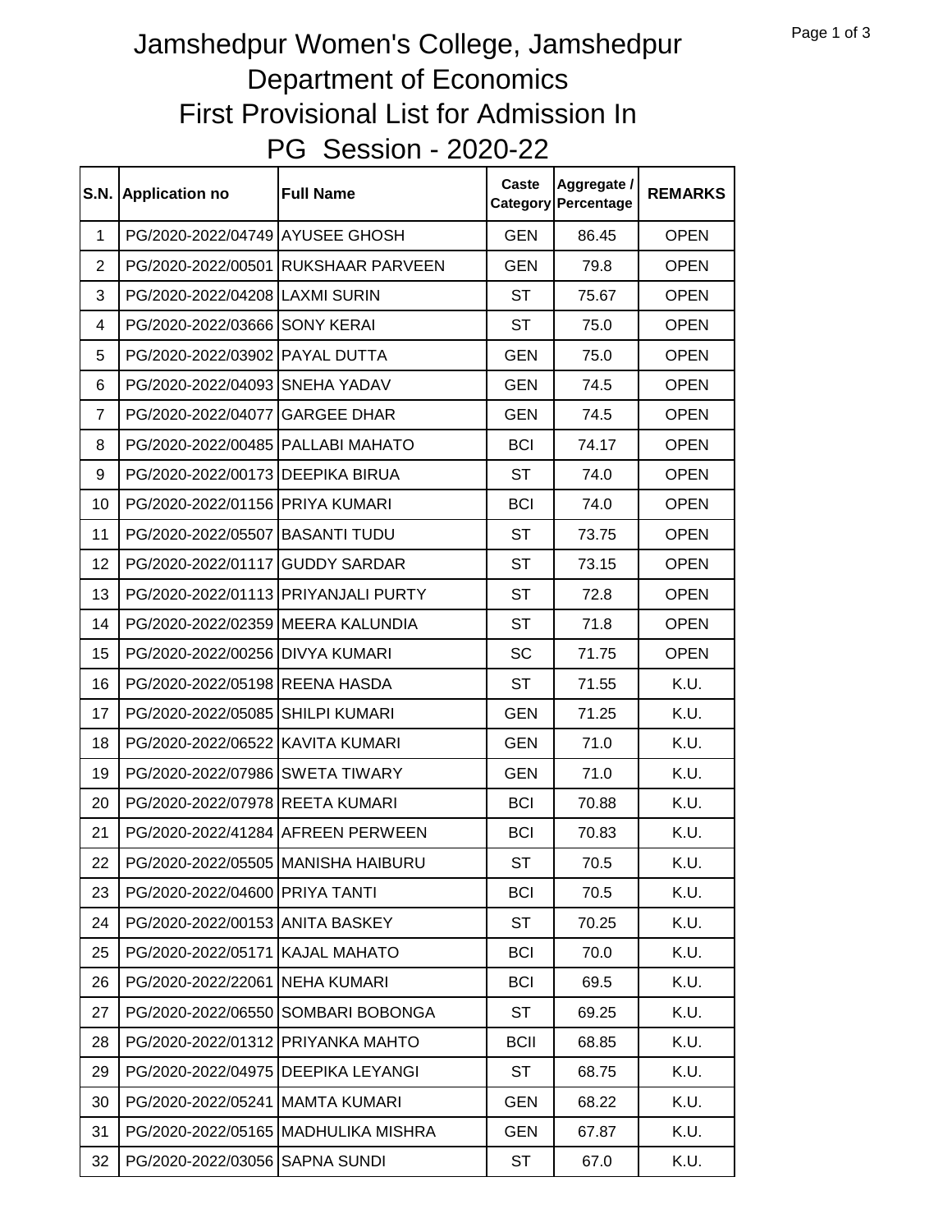# Jamshedpur Women's College, Jamshedpur
## Department of Economics
## First Provisional List for Admission In
## PG Session - 2020-22

| S.N. | Application no | Full Name | Caste Category | Aggregate / Percentage | REMARKS |
|---|---|---|---|---|---|
| 1 | PG/2020-2022/04749 | AYUSEE GHOSH | GEN | 86.45 | OPEN |
| 2 | PG/2020-2022/00501 | RUKSHAAR PARVEEN | GEN | 79.8 | OPEN |
| 3 | PG/2020-2022/04208 | LAXMI SURIN | ST | 75.67 | OPEN |
| 4 | PG/2020-2022/03666 | SONY KERAI | ST | 75.0 | OPEN |
| 5 | PG/2020-2022/03902 | PAYAL DUTTA | GEN | 75.0 | OPEN |
| 6 | PG/2020-2022/04093 | SNEHA YADAV | GEN | 74.5 | OPEN |
| 7 | PG/2020-2022/04077 | GARGEE DHAR | GEN | 74.5 | OPEN |
| 8 | PG/2020-2022/00485 | PALLABI MAHATO | BCI | 74.17 | OPEN |
| 9 | PG/2020-2022/00173 | DEEPIKA BIRUA | ST | 74.0 | OPEN |
| 10 | PG/2020-2022/01156 | PRIYA KUMARI | BCI | 74.0 | OPEN |
| 11 | PG/2020-2022/05507 | BASANTI TUDU | ST | 73.75 | OPEN |
| 12 | PG/2020-2022/01117 | GUDDY SARDAR | ST | 73.15 | OPEN |
| 13 | PG/2020-2022/01113 | PRIYANJALI PURTY | ST | 72.8 | OPEN |
| 14 | PG/2020-2022/02359 | MEERA KALUNDIA | ST | 71.8 | OPEN |
| 15 | PG/2020-2022/00256 | DIVYA KUMARI | SC | 71.75 | OPEN |
| 16 | PG/2020-2022/05198 | REENA HASDA | ST | 71.55 | K.U. |
| 17 | PG/2020-2022/05085 | SHILPI KUMARI | GEN | 71.25 | K.U. |
| 18 | PG/2020-2022/06522 | KAVITA KUMARI | GEN | 71.0 | K.U. |
| 19 | PG/2020-2022/07986 | SWETA TIWARY | GEN | 71.0 | K.U. |
| 20 | PG/2020-2022/07978 | REETA KUMARI | BCI | 70.88 | K.U. |
| 21 | PG/2020-2022/41284 | AFREEN PERWEEN | BCI | 70.83 | K.U. |
| 22 | PG/2020-2022/05505 | MANISHA HAIBURU | ST | 70.5 | K.U. |
| 23 | PG/2020-2022/04600 | PRIYA TANTI | BCI | 70.5 | K.U. |
| 24 | PG/2020-2022/00153 | ANITA BASKEY | ST | 70.25 | K.U. |
| 25 | PG/2020-2022/05171 | KAJAL MAHATO | BCI | 70.0 | K.U. |
| 26 | PG/2020-2022/22061 | NEHA KUMARI | BCI | 69.5 | K.U. |
| 27 | PG/2020-2022/06550 | SOMBARI BOBONGA | ST | 69.25 | K.U. |
| 28 | PG/2020-2022/01312 | PRIYANKA MAHTO | BCII | 68.85 | K.U. |
| 29 | PG/2020-2022/04975 | DEEPIKA LEYANGI | ST | 68.75 | K.U. |
| 30 | PG/2020-2022/05241 | MAMTA KUMARI | GEN | 68.22 | K.U. |
| 31 | PG/2020-2022/05165 | MADHULIKA MISHRA | GEN | 67.87 | K.U. |
| 32 | PG/2020-2022/03056 | SAPNA SUNDI | ST | 67.0 | K.U. |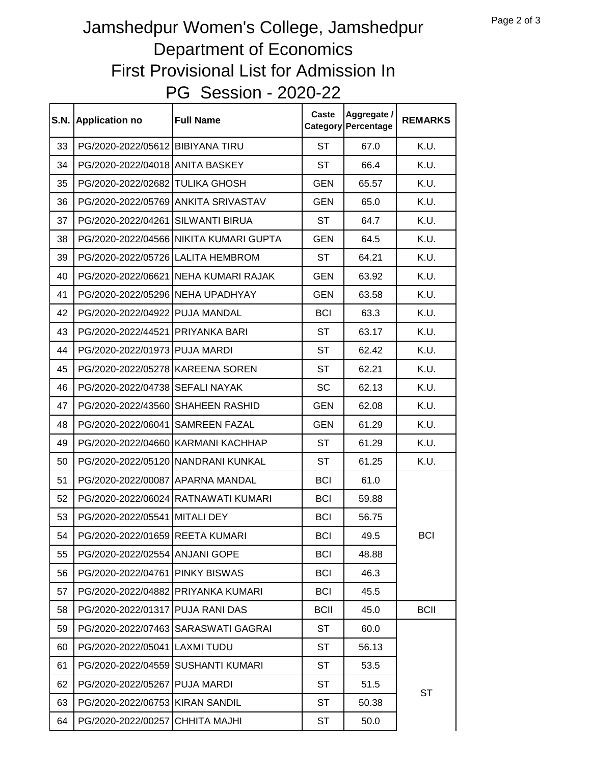# Jamshedpur Women's College, Jamshedpur
## Department of Economics
## First Provisional List for Admission In
## PG Session - 2020-22

| S.N. | Application no | Full Name | Caste Category | Aggregate / Percentage | REMARKS |
|---|---|---|---|---|---|
| 33 | PG/2020-2022/05612 | BIBIYANA TIRU | ST | 67.0 | K.U. |
| 34 | PG/2020-2022/04018 | ANITA BASKEY | ST | 66.4 | K.U. |
| 35 | PG/2020-2022/02682 | TULIKA GHOSH | GEN | 65.57 | K.U. |
| 36 | PG/2020-2022/05769 | ANKITA SRIVASTAV | GEN | 65.0 | K.U. |
| 37 | PG/2020-2022/04261 | SILWANTI BIRUA | ST | 64.7 | K.U. |
| 38 | PG/2020-2022/04566 | NIKITA KUMARI GUPTA | GEN | 64.5 | K.U. |
| 39 | PG/2020-2022/05726 | LALITA HEMBROM | ST | 64.21 | K.U. |
| 40 | PG/2020-2022/06621 | NEHA KUMARI RAJAK | GEN | 63.92 | K.U. |
| 41 | PG/2020-2022/05296 | NEHA UPADHYAY | GEN | 63.58 | K.U. |
| 42 | PG/2020-2022/04922 | PUJA MANDAL | BCI | 63.3 | K.U. |
| 43 | PG/2020-2022/44521 | PRIYANKA BARI | ST | 63.17 | K.U. |
| 44 | PG/2020-2022/01973 | PUJA MARDI | ST | 62.42 | K.U. |
| 45 | PG/2020-2022/05278 | KAREENA SOREN | ST | 62.21 | K.U. |
| 46 | PG/2020-2022/04738 | SEFALI NAYAK | SC | 62.13 | K.U. |
| 47 | PG/2020-2022/43560 | SHAHEEN RASHID | GEN | 62.08 | K.U. |
| 48 | PG/2020-2022/06041 | SAMREEN FAZAL | GEN | 61.29 | K.U. |
| 49 | PG/2020-2022/04660 | KARMANI KACHHAP | ST | 61.29 | K.U. |
| 50 | PG/2020-2022/05120 | NANDRANI KUNKAL | ST | 61.25 | K.U. |
| 51 | PG/2020-2022/00087 | APARNA MANDAL | BCI | 61.0 | BCI |
| 52 | PG/2020-2022/06024 | RATNAWATI KUMARI | BCI | 59.88 | |
| 53 | PG/2020-2022/05541 | MITALI DEY | BCI | 56.75 | |
| 54 | PG/2020-2022/01659 | REETA KUMARI | BCI | 49.5 | |
| 55 | PG/2020-2022/02554 | ANJANI GOPE | BCI | 48.88 | |
| 56 | PG/2020-2022/04761 | PINKY BISWAS | BCI | 46.3 | |
| 57 | PG/2020-2022/04882 | PRIYANKA KUMARI | BCI | 45.5 | |
| 58 | PG/2020-2022/01317 | PUJA RANI DAS | BCII | 45.0 | BCII |
| 59 | PG/2020-2022/07463 | SARASWATI GAGRAI | ST | 60.0 | ST |
| 60 | PG/2020-2022/05041 | LAXMI TUDU | ST | 56.13 | |
| 61 | PG/2020-2022/04559 | SUSHANTI KUMARI | ST | 53.5 | |
| 62 | PG/2020-2022/05267 | PUJA MARDI | ST | 51.5 | |
| 63 | PG/2020-2022/06753 | KIRAN SANDIL | ST | 50.38 | |
| 64 | PG/2020-2022/00257 | CHHITA MAJHI | ST | 50.0 | |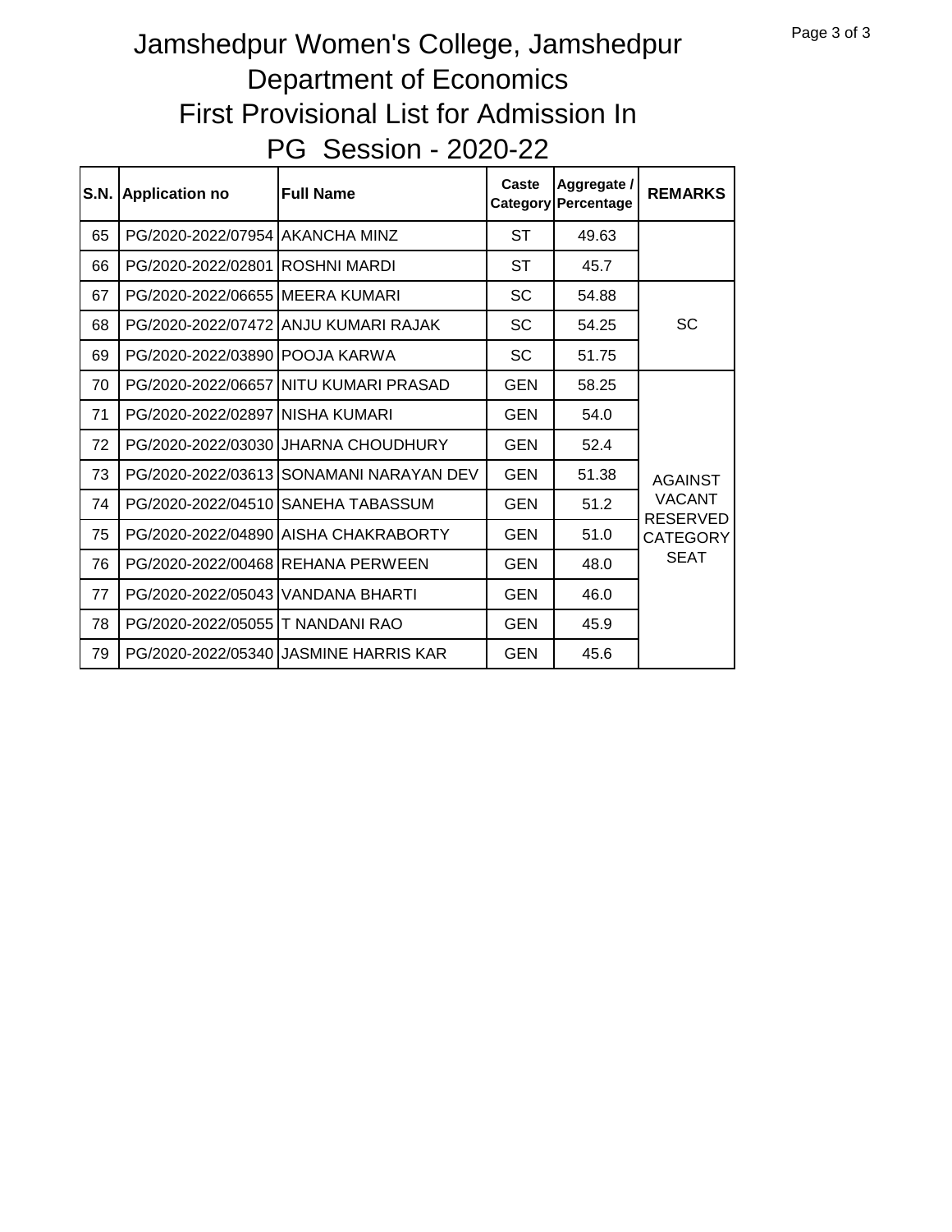# Jamshedpur Women's College, Jamshedpur
## Department of Economics
## First Provisional List for Admission In
## PG Session - 2020-22

| S.N. | Application no | Full Name | Caste Category | Aggregate / Percentage | REMARKS |
|---|---|---|---|---|---|
| 65 | PG/2020-2022/07954 | AKANCHA MINZ | ST | 49.63 | |
| 66 | PG/2020-2022/02801 | ROSHNI MARDI | ST | 45.7 | |
| 67 | PG/2020-2022/06655 | MEERA KUMARI | SC | 54.88 | SC |
| 68 | PG/2020-2022/07472 | ANJU KUMARI RAJAK | SC | 54.25 | |
| 69 | PG/2020-2022/03890 | POOJA KARWA | SC | 51.75 | |
| 70 | PG/2020-2022/06657 | NITU KUMARI PRASAD | GEN | 58.25 | AGAINST VACANT RESERVED CATEGORY SEAT |
| 71 | PG/2020-2022/02897 | NISHA KUMARI | GEN | 54.0 | |
| 72 | PG/2020-2022/03030 | JHARNA CHOUDHURY | GEN | 52.4 | |
| 73 | PG/2020-2022/03613 | SONAMANI NARAYAN DEV | GEN | 51.38 | |
| 74 | PG/2020-2022/04510 | SANEHA TABASSUM | GEN | 51.2 | |
| 75 | PG/2020-2022/04890 | AISHA CHAKRABORTY | GEN | 51.0 | |
| 76 | PG/2020-2022/00468 | REHANA PERWEEN | GEN | 48.0 | |
| 77 | PG/2020-2022/05043 | VANDANA BHARTI | GEN | 46.0 | |
| 78 | PG/2020-2022/05055 | T NANDANI RAO | GEN | 45.9 | |
| 79 | PG/2020-2022/05340 | JASMINE HARRIS KAR | GEN | 45.6 | |